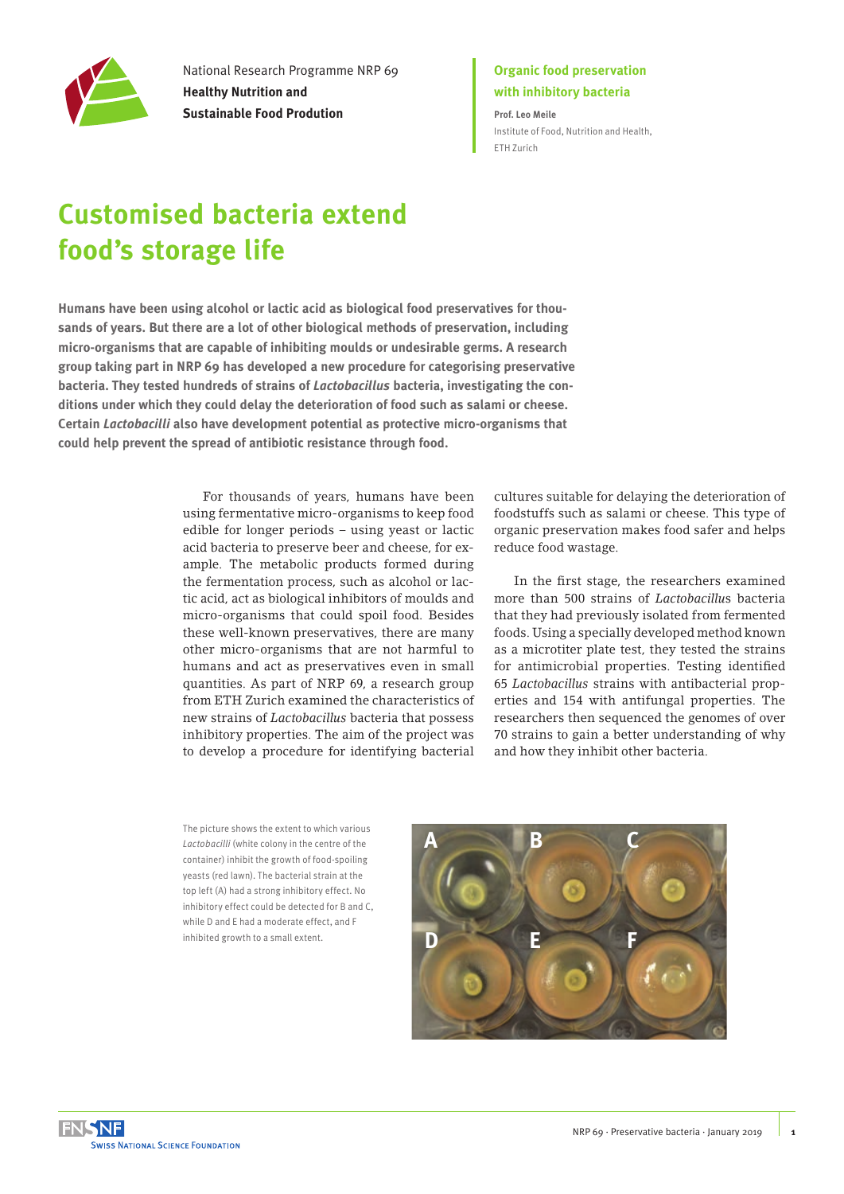National Research Programme NRP 69
**Healthy Nutrition and Sustainable Food Prodution**

**Organic food preservation with inhibitory bacteria**

**Prof. Leo Meile**
Institute of Food, Nutrition and Health, ETH Zurich

# Customised bacteria extend food's storage life

**Humans have been using alcohol or lactic acid as biological food preservatives for thousands of years. But there are a lot of other biological methods of preservation, including micro-organisms that are capable of inhibiting moulds or undesirable germs. A research group taking part in NRP 69 has developed a new procedure for categorising preservative bacteria. They tested hundreds of strains of *Lactobacillus* bacteria, investigating the conditions under which they could delay the deterioration of food such as salami or cheese. Certain *Lactobacilli* also have development potential as protective micro-organisms that could help prevent the spread of antibiotic resistance through food.**

For thousands of years, humans have been using fermentative micro-organisms to keep food edible for longer periods – using yeast or lactic acid bacteria to preserve beer and cheese, for example. The metabolic products formed during the fermentation process, such as alcohol or lactic acid, act as biological inhibitors of moulds and micro-organisms that could spoil food. Besides these well-known preservatives, there are many other micro-organisms that are not harmful to humans and act as preservatives even in small quantities. As part of NRP 69, a research group from ETH Zurich examined the characteristics of new strains of *Lactobacillus* bacteria that possess inhibitory properties. The aim of the project was to develop a procedure for identifying bacterial cultures suitable for delaying the deterioration of foodstuffs such as salami or cheese. This type of organic preservation makes food safer and helps reduce food wastage.

In the first stage, the researchers examined more than 500 strains of *Lactobacillus* bacteria that they had previously isolated from fermented foods. Using a specially developed method known as a microtiter plate test, they tested the strains for antimicrobial properties. Testing identified 65 *Lactobacillus* strains with antibacterial properties and 154 with antifungal properties. The researchers then sequenced the genomes of over 70 strains to gain a better understanding of why and how they inhibit other bacteria.

The picture shows the extent to which various *Lactobacilli* (white colony in the centre of the container) inhibit the growth of food-spoiling yeasts (red lawn). The bacterial strain at the top left (A) had a strong inhibitory effect. No inhibitory effect could be detected for B and C, while D and E had a moderate effect, and F inhibited growth to a small extent.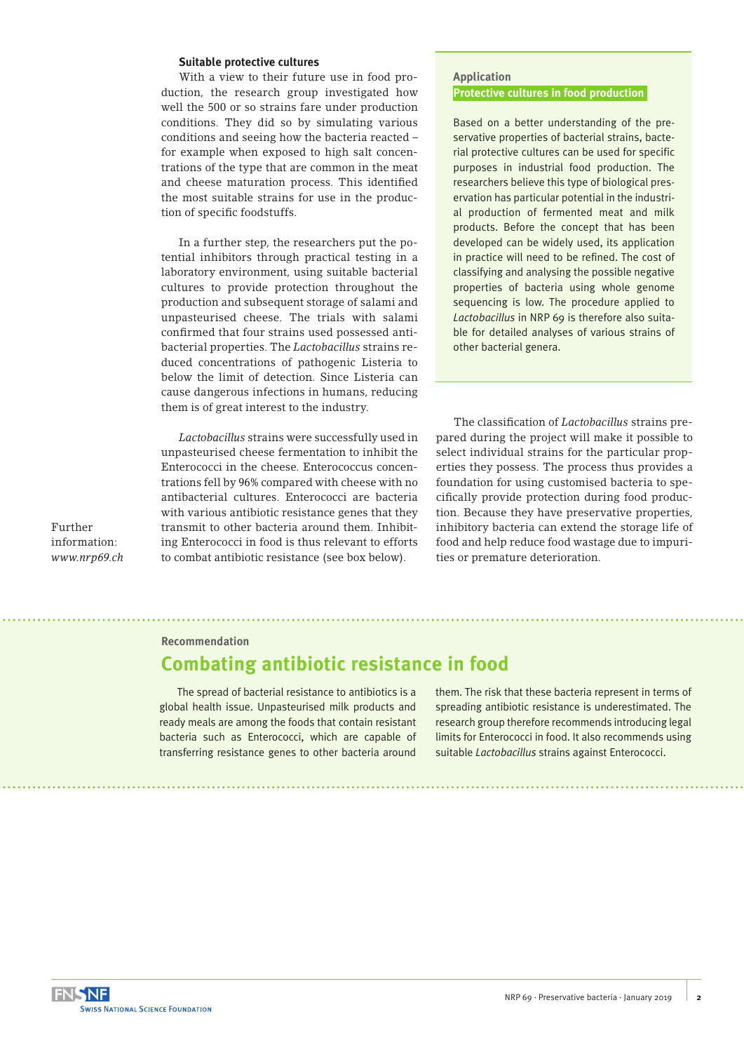### Suitable protective cultures

With a view to their future use in food production, the research group investigated how well the 500 or so strains fare under production conditions. They did so by simulating various conditions and seeing how the bacteria reacted – for example when exposed to high salt concentrations of the type that are common in the meat and cheese maturation process. This identified the most suitable strains for use in the production of specific foodstuffs.

In a further step, the researchers put the potential inhibitors through practical testing in a laboratory environment, using suitable bacterial cultures to provide protection throughout the production and subsequent storage of salami and unpasteurised cheese. The trials with salami confirmed that four strains used possessed antibacterial properties. The *Lactobacillus* strains reduced concentrations of pathogenic Listeria to below the limit of detection. Since Listeria can cause dangerous infections in humans, reducing them is of great interest to the industry.

*Lactobacillus* strains were successfully used in unpasteurised cheese fermentation to inhibit the Enterococci in the cheese. Enterococcus concentrations fell by 96% compared with cheese with no antibacterial cultures. Enterococci are bacteria with various antibiotic resistance genes that they transmit to other bacteria around them. Inhibiting Enterococci in food is thus relevant to efforts to combat antibiotic resistance (see box below).

Further information: *www.nrp69.ch*

**Application**

**Protective cultures in food production**

Based on a better understanding of the preservative properties of bacterial strains, bacterial protective cultures can be used for specific purposes in industrial food production. The researchers believe this type of biological preservation has particular potential in the industrial production of fermented meat and milk products. Before the concept that has been developed can be widely used, its application in practice will need to be refined. The cost of classifying and analysing the possible negative properties of bacteria using whole genome sequencing is low. The procedure applied to *Lactobacillus* in NRP 69 is therefore also suitable for detailed analyses of various strains of other bacterial genera.

The classification of *Lactobacillus* strains prepared during the project will make it possible to select individual strains for the particular properties they possess. The process thus provides a foundation for using customised bacteria to specifically provide protection during food production. Because they have preservative properties, inhibitory bacteria can extend the storage life of food and help reduce food wastage due to impurities or premature deterioration.

**Recommendation**

## Combating antibiotic resistance in food

The spread of bacterial resistance to antibiotics is a global health issue. Unpasteurised milk products and ready meals are among the foods that contain resistant bacteria such as Enterococci, which are capable of transferring resistance genes to other bacteria around them. The risk that these bacteria represent in terms of spreading antibiotic resistance is underestimated. The research group therefore recommends introducing legal limits for Enterococci in food. It also recommends using suitable *Lactobacillus* strains against Enterococci.